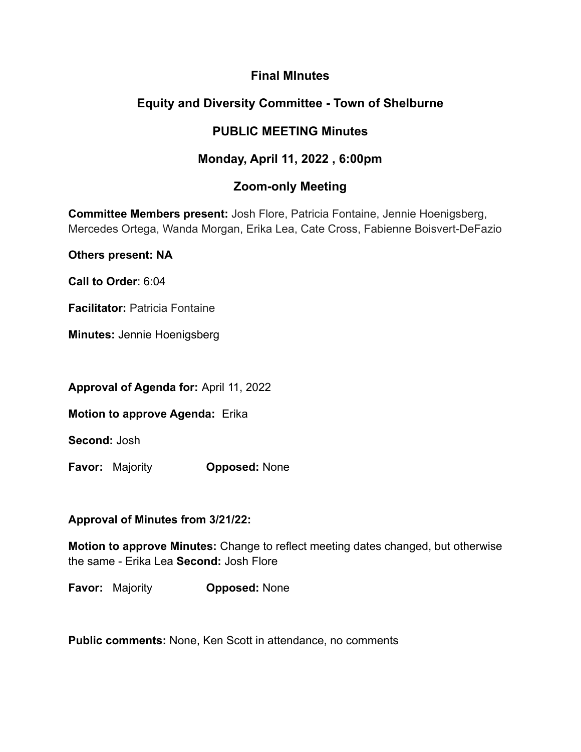**Final MInutes**

**Equity and Diversity Committee - Town of Shelburne**

**PUBLIC MEETING Minutes**

**Monday, April 11, 2022 , 6:00pm**

**Zoom-only Meeting**

**Committee Members present:** Josh Flore, Patricia Fontaine, Jennie Hoenigsberg, Mercedes Ortega, Wanda Morgan, Erika Lea, Cate Cross, Fabienne Boisvert-DeFazio

**Others present: NA**

**Call to Order**: 6:04

**Facilitator:** Patricia Fontaine

**Minutes:** Jennie Hoenigsberg

**Approval of Agenda for:** April 11, 2022

**Motion to approve Agenda:** Erika

**Second:** Josh

**Favor:** Majority **Opposed:** None

**Approval of Minutes from 3/21/22:**

**Motion to approve Minutes:** Change to reflect meeting dates changed, but otherwise the same - Erika Lea **Second:** Josh Flore

**Favor:** Majority **Opposed:** None

**Public comments:** None, Ken Scott in attendance, no comments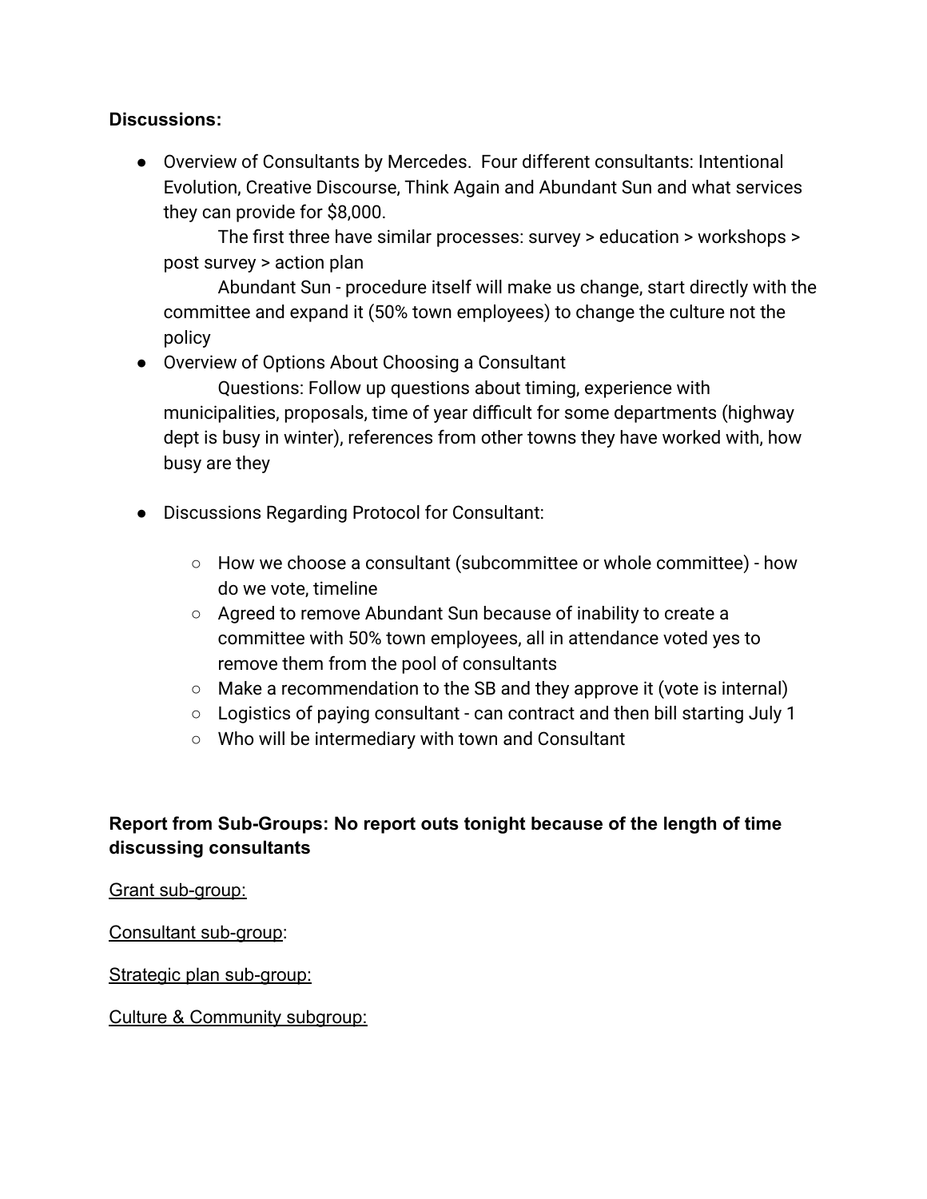**Discussions:**

- Overview of Consultants by Mercedes. Four different consultants: Intentional Evolution, Creative Discourse, Think Again and Abundant Sun and what services they can provide for $8,000.

  The first three have similar processes: survey > education > workshops > post survey > action plan

  Abundant Sun - procedure itself will make us change, start directly with the committee and expand it (50% town employees) to change the culture not the policy
- Overview of Options About Choosing a Consultant

  Questions: Follow up questions about timing, experience with municipalities, proposals, time of year difficult for some departments (highway dept is busy in winter), references from other towns they have worked with, how busy are they

- Discussions Regarding Protocol for Consultant:

  - How we choose a consultant (subcommittee or whole committee) - how do we vote, timeline
  - Agreed to remove Abundant Sun because of inability to create a committee with 50% town employees, all in attendance voted yes to remove them from the pool of consultants
  - Make a recommendation to the SB and they approve it (vote is internal)
  - Logistics of paying consultant - can contract and then bill starting July 1
  - Who will be intermediary with town and Consultant

**Report from Sub-Groups: No report outs tonight because of the length of time discussing consultants**

<u>Grant sub-group:</u>

<u>Consultant sub-group</u>:

<u>Strategic plan sub-group:</u>

<u>Culture & Community subgroup:</u>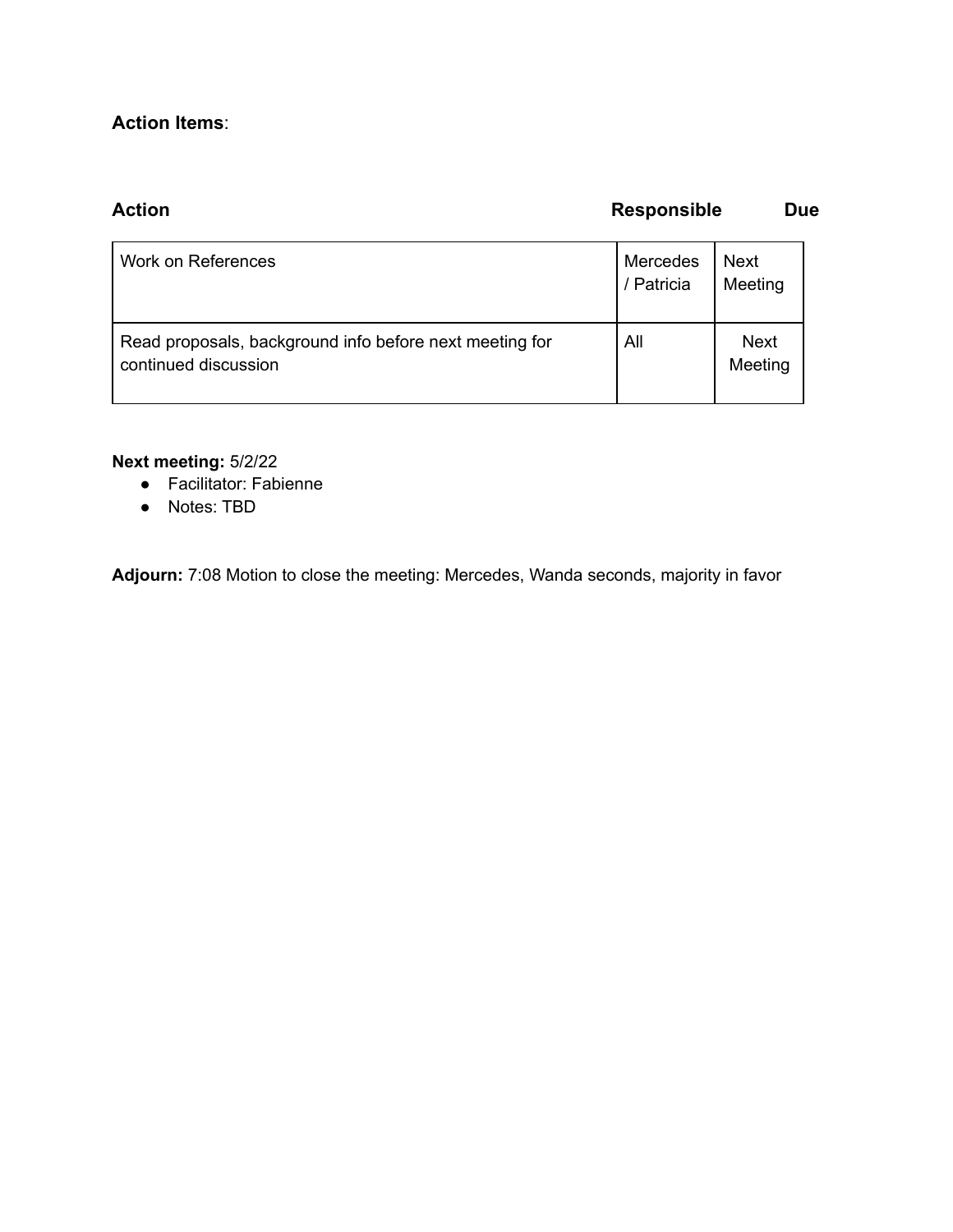**Action Items**:

| Action | Responsible | Due |
|---|---|---|
| Work on References | Mercedes / Patricia | Next Meeting |
| Read proposals, background info before next meeting for continued discussion | All | Next Meeting |

**Next meeting:** 5/2/22

- Facilitator: Fabienne
- Notes: TBD

**Adjourn:** 7:08 Motion to close the meeting: Mercedes, Wanda seconds, majority in favor